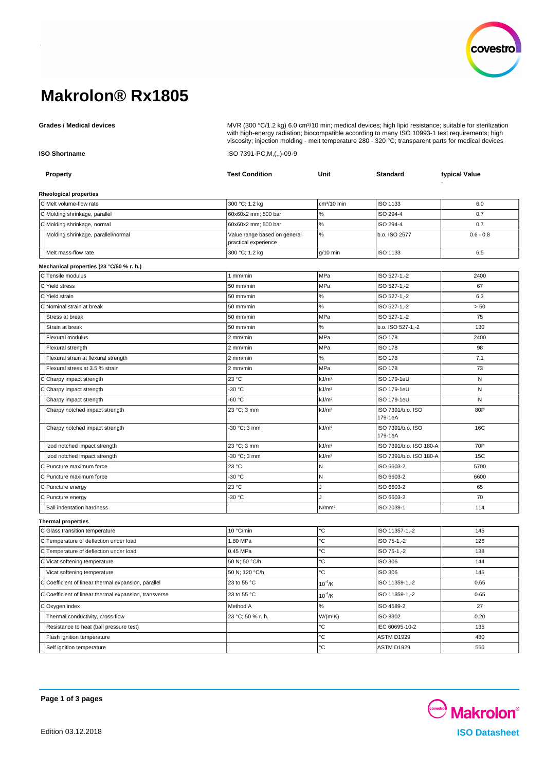# Makrolon® Rx1805

**Grades / Medical devices**

MVR (300 °C/1.2 kg) 6.0 cm³/10 min; medical devices; high lipid resistance; suitable for sterilization with high-energy radiation; biocompatible according to many ISO 10993-1 test requirements; high viscosity; injection molding - melt temperature 280 - 320 °C; transparent parts for medical devices

**ISO Shortname**

ISO 7391-PC,M,(,,)-09-9

| | Property | Test Condition | Unit | Standard | typical Value |
|---|---|---|---|---|---|
| | **Rheological properties** | | | | |
| C | Melt volume-flow rate | 300 °C; 1.2 kg | cm³/10 min | ISO 1133 | 6.0 |
| C | Molding shrinkage, parallel | 60x60x2 mm; 500 bar | % | ISO 294-4 | 0.7 |
| C | Molding shrinkage, normal | 60x60x2 mm; 500 bar | % | ISO 294-4 | 0.7 |
| | Molding shrinkage, parallel/normal | Value range based on general practical experience | % | b.o. ISO 2577 | 0.6 - 0.8 |
| | Melt mass-flow rate | 300 °C; 1.2 kg | g/10 min | ISO 1133 | 6.5 |
| | **Mechanical properties (23 °C/50 % r. h.)** | | | | |
| C | Tensile modulus | 1 mm/min | MPa | ISO 527-1,-2 | 2400 |
| C | Yield stress | 50 mm/min | MPa | ISO 527-1,-2 | 67 |
| C | Yield strain | 50 mm/min | % | ISO 527-1,-2 | 6.3 |
| C | Nominal strain at break | 50 mm/min | % | ISO 527-1,-2 | > 50 |
| | Stress at break | 50 mm/min | MPa | ISO 527-1,-2 | 75 |
| | Strain at break | 50 mm/min | % | b.o. ISO 527-1,-2 | 130 |
| | Flexural modulus | 2 mm/min | MPa | ISO 178 | 2400 |
| | Flexural strength | 2 mm/min | MPa | ISO 178 | 98 |
| | Flexural strain at flexural strength | 2 mm/min | % | ISO 178 | 7.1 |
| | Flexural stress at 3.5 % strain | 2 mm/min | MPa | ISO 178 | 73 |
| C | Charpy impact strength | 23 °C | kJ/m² | ISO 179-1eU | N |
| C | Charpy impact strength | -30 °C | kJ/m² | ISO 179-1eU | N |
| | Charpy impact strength | -60 °C | kJ/m² | ISO 179-1eU | N |
| | Charpy notched impact strength | 23 °C; 3 mm | kJ/m² | ISO 7391/b.o. ISO 179-1eA | 80P |
| | Charpy notched impact strength | -30 °C; 3 mm | kJ/m² | ISO 7391/b.o. ISO 179-1eA | 16C |
| | Izod notched impact strength | 23 °C; 3 mm | kJ/m² | ISO 7391/b.o. ISO 180-A | 70P |
| | Izod notched impact strength | -30 °C; 3 mm | kJ/m² | ISO 7391/b.o. ISO 180-A | 15C |
| C | Puncture maximum force | 23 °C | N | ISO 6603-2 | 5700 |
| C | Puncture maximum force | -30 °C | N | ISO 6603-2 | 6600 |
| C | Puncture energy | 23 °C | J | ISO 6603-2 | 65 |
| C | Puncture energy | -30 °C | J | ISO 6603-2 | 70 |
| | Ball indentation hardness | | N/mm² | ISO 2039-1 | 114 |
| | **Thermal properties** | | | | |
| C | Glass transition temperature | 10 °C/min | °C | ISO 11357-1,-2 | 145 |
| C | Temperature of deflection under load | 1.80 MPa | °C | ISO 75-1,-2 | 126 |
| C | Temperature of deflection under load | 0.45 MPa | °C | ISO 75-1,-2 | 138 |
| C | Vicat softening temperature | 50 N; 50 °C/h | °C | ISO 306 | 144 |
| | Vicat softening temperature | 50 N; 120 °C/h | °C | ISO 306 | 145 |
| C | Coefficient of linear thermal expansion, parallel | 23 to 55 °C | $10^{-4}$/K | ISO 11359-1,-2 | 0.65 |
| C | Coefficient of linear thermal expansion, transverse | 23 to 55 °C | $10^{-4}$/K | ISO 11359-1,-2 | 0.65 |
| C | Oxygen index | Method A | % | ISO 4589-2 | 27 |
| | Thermal conductivity, cross-flow | 23 °C; 50 % r. h. | W/(m·K) | ISO 8302 | 0.20 |
| | Resistance to heat (ball pressure test) | | °C | IEC 60695-10-2 | 135 |
| | Flash ignition temperature | | °C | ASTM D1929 | 480 |
| | Self ignition temperature | | °C | ASTM D1929 | 550 |

Edition 03.12.2018

Makrolon® ISO Datasheet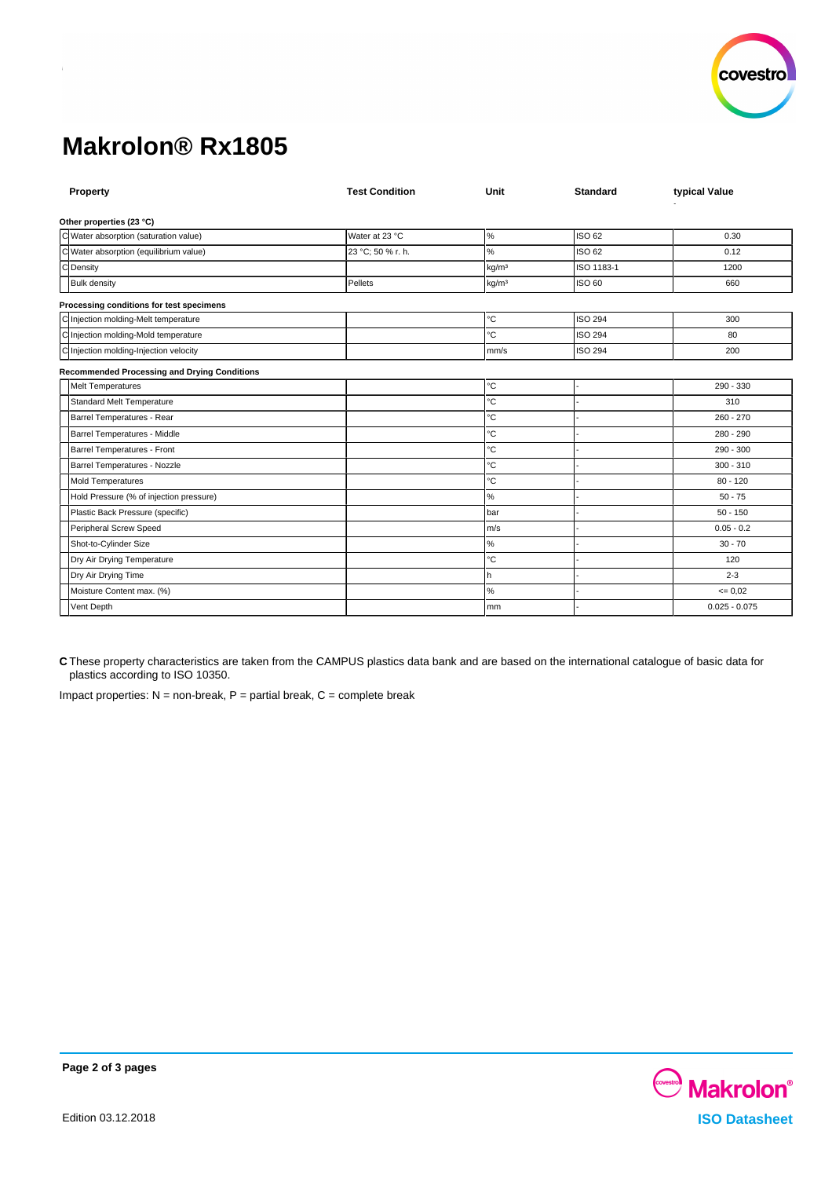# Makrolon® Rx1805

| | Property | Test Condition | Unit | Standard | typical Value |
|---|---|---|---|---|---|
| | **Other properties (23 °C)** | | | | |
| C | Water absorption (saturation value) | Water at 23 °C | % | ISO 62 | 0.30 |
| C | Water absorption (equilibrium value) | 23 °C; 50 % r. h. | % | ISO 62 | 0.12 |
| C | Density | | kg/m³ | ISO 1183-1 | 1200 |
| | Bulk density | Pellets | kg/m³ | ISO 60 | 660 |
| | **Processing conditions for test specimens** | | | | |
| C | Injection molding-Melt temperature | | °C | ISO 294 | 300 |
| C | Injection molding-Mold temperature | | °C | ISO 294 | 80 |
| C | Injection molding-Injection velocity | | mm/s | ISO 294 | 200 |
| | **Recommended Processing and Drying Conditions** | | | | |
| | Melt Temperatures | | °C | - | 290 - 330 |
| | Standard Melt Temperature | | °C | - | 310 |
| | Barrel Temperatures - Rear | | °C | - | 260 - 270 |
| | Barrel Temperatures - Middle | | °C | - | 280 - 290 |
| | Barrel Temperatures - Front | | °C | - | 290 - 300 |
| | Barrel Temperatures - Nozzle | | °C | - | 300 - 310 |
| | Mold Temperatures | | °C | - | 80 - 120 |
| | Hold Pressure (% of injection pressure) | | % | - | 50 - 75 |
| | Plastic Back Pressure (specific) | | bar | - | 50 - 150 |
| | Peripheral Screw Speed | | m/s | - | 0.05 - 0.2 |
| | Shot-to-Cylinder Size | | % | - | 30 - 70 |
| | Dry Air Drying Temperature | | °C | - | 120 |
| | Dry Air Drying Time | | h | - | 2-3 |
| | Moisture Content max. (%) | | % | - | <= 0,02 |
| | Vent Depth | | mm | - | 0.025 - 0.075 |

**C** These property characteristics are taken from the CAMPUS plastics data bank and are based on the international catalogue of basic data for plastics according to ISO 10350.

Impact properties: N = non-break, P = partial break, C = complete break

Edition 03.12.2018

Makrolon® ISO Datasheet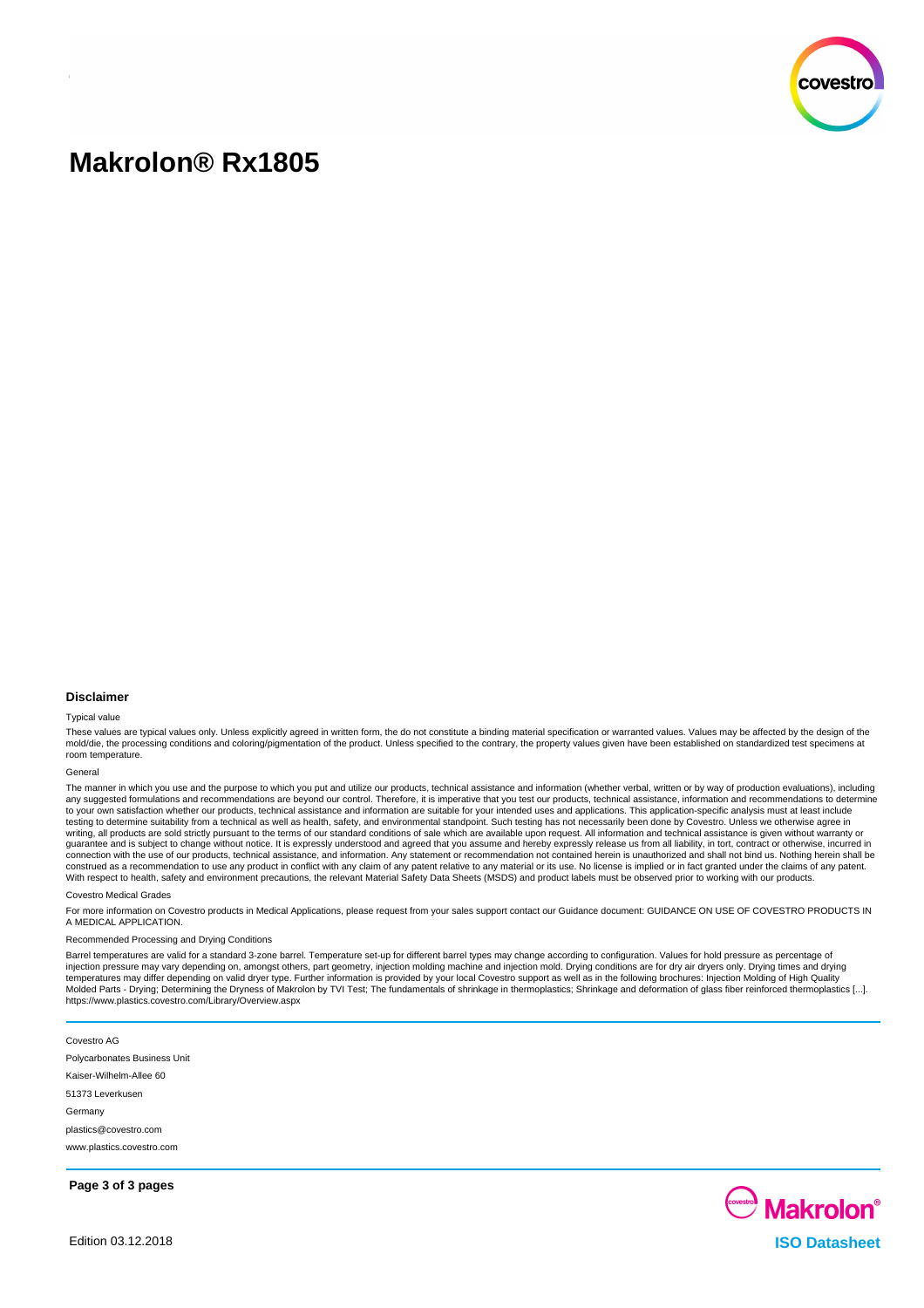# Makrolon® Rx1805

## Disclaimer

Typical value

These values are typical values only. Unless explicitly agreed in written form, the do not constitute a binding material specification or warranted values. Values may be affected by the design of the mold/die, the processing conditions and coloring/pigmentation of the product. Unless specified to the contrary, the property values given have been established on standardized test specimens at room temperature.

General

The manner in which you use and the purpose to which you put and utilize our products, technical assistance and information (whether verbal, written or by way of production evaluations), including any suggested formulations and recommendations are beyond our control. Therefore, it is imperative that you test our products, technical assistance, information and recommendations to determine to your own satisfaction whether our products, technical assistance and information are suitable for your intended uses and applications. This application-specific analysis must at least include testing to determine suitability from a technical as well as health, safety, and environmental standpoint. Such testing has not necessarily been done by Covestro. Unless we otherwise agree in writing, all products are sold strictly pursuant to the terms of our standard conditions of sale which are available upon request. All information and technical assistance is given without warranty or guarantee and is subject to change without notice. It is expressly understood and agreed that you assume and hereby expressly release us from all liability, in tort, contract or otherwise, incurred in connection with the use of our products, technical assistance, and information. Any statement or recommendation not contained herein is unauthorized and shall not bind us. Nothing herein shall be construed as a recommendation to use any product in conflict with any claim of any patent relative to any material or its use. No license is implied or in fact granted under the claims of any patent. With respect to health, safety and environment precautions, the relevant Material Safety Data Sheets (MSDS) and product labels must be observed prior to working with our products.

Covestro Medical Grades

For more information on Covestro products in Medical Applications, please request from your sales support contact our Guidance document: GUIDANCE ON USE OF COVESTRO PRODUCTS IN A MEDICAL APPLICATION.

Recommended Processing and Drying Conditions

Barrel temperatures are valid for a standard 3-zone barrel. Temperature set-up for different barrel types may change according to configuration. Values for hold pressure as percentage of injection pressure may vary depending on, amongst others, part geometry, injection molding machine and injection mold. Drying conditions are for dry air dryers only. Drying times and drying temperatures may differ depending on valid dryer type. Further information is provided by your local Covestro support as well as in the following brochures: Injection Molding of High Quality Molded Parts - Drying; Determining the Dryness of Makrolon by TVI Test; The fundamentals of shrinkage in thermoplastics; Shrinkage and deformation of glass fiber reinforced thermoplastics [...]. https://www.plastics.covestro.com/Library/Overview.aspx

Covestro AG

Polycarbonates Business Unit

Kaiser-Wilhelm-Allee 60

51373 Leverkusen

Germany

plastics@covestro.com

www.plastics.covestro.com

Edition 03.12.2018

ISO Datasheet